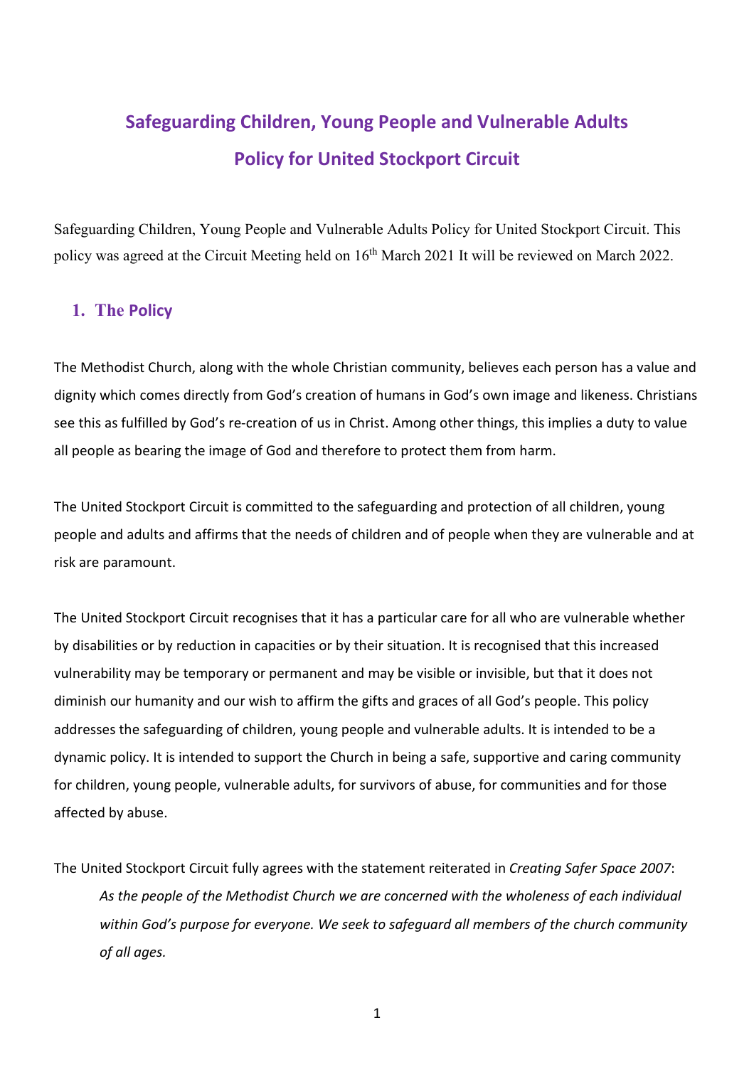# Safeguarding Children, Young People and Vulnerable Adults Policy for United Stockport Circuit

Safeguarding Children, Young People and Vulnerable Adults Policy for United Stockport Circuit. This policy was agreed at the Circuit Meeting held on 16th March 2021 It will be reviewed on March 2022.

## 1. The Policy

The Methodist Church, along with the whole Christian community, believes each person has a value and dignity which comes directly from God's creation of humans in God's own image and likeness. Christians see this as fulfilled by God's re-creation of us in Christ. Among other things, this implies a duty to value all people as bearing the image of God and therefore to protect them from harm.

The United Stockport Circuit is committed to the safeguarding and protection of all children, young people and adults and affirms that the needs of children and of people when they are vulnerable and at risk are paramount.

The United Stockport Circuit recognises that it has a particular care for all who are vulnerable whether by disabilities or by reduction in capacities or by their situation. It is recognised that this increased vulnerability may be temporary or permanent and may be visible or invisible, but that it does not diminish our humanity and our wish to affirm the gifts and graces of all God's people. This policy addresses the safeguarding of children, young people and vulnerable adults. It is intended to be a dynamic policy. It is intended to support the Church in being a safe, supportive and caring community for children, young people, vulnerable adults, for survivors of abuse, for communities and for those affected by abuse.

The United Stockport Circuit fully agrees with the statement reiterated in *Creating Safer Space 2007*:

> *As the people of the Methodist Church we are concerned with the wholeness of each individual within God's purpose for everyone. We seek to safeguard all members of the church community of all ages.*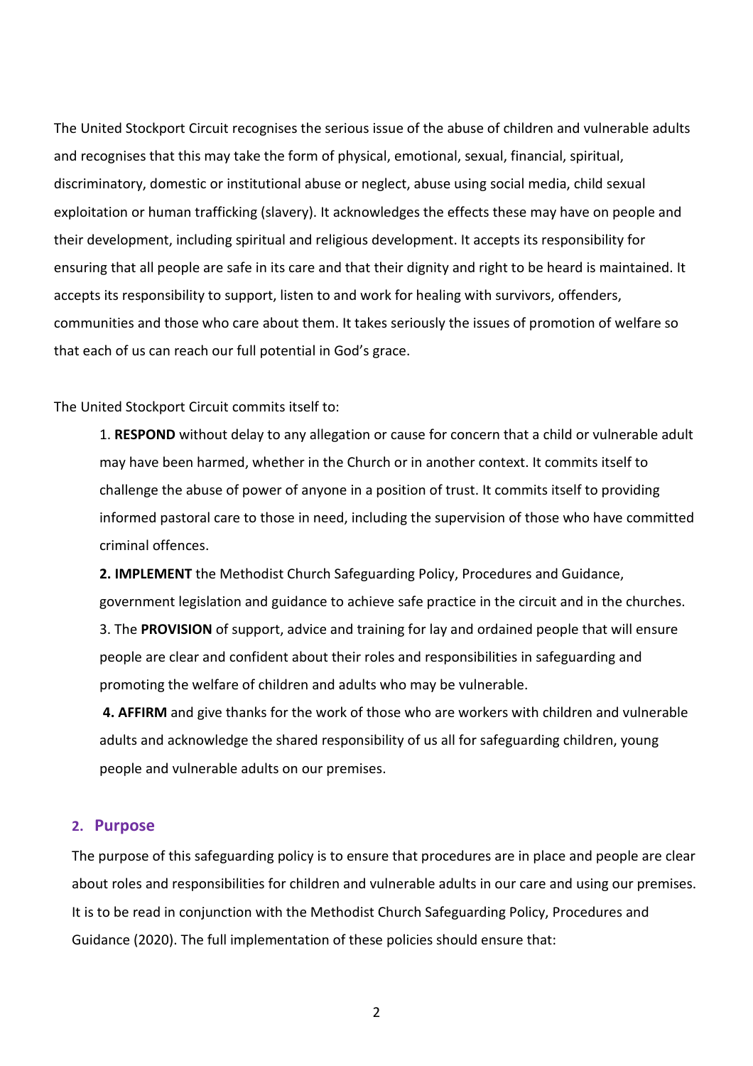The United Stockport Circuit recognises the serious issue of the abuse of children and vulnerable adults and recognises that this may take the form of physical, emotional, sexual, financial, spiritual, discriminatory, domestic or institutional abuse or neglect, abuse using social media, child sexual exploitation or human trafficking (slavery). It acknowledges the effects these may have on people and their development, including spiritual and religious development. It accepts its responsibility for ensuring that all people are safe in its care and that their dignity and right to be heard is maintained. It accepts its responsibility to support, listen to and work for healing with survivors, offenders, communities and those who care about them. It takes seriously the issues of promotion of welfare so that each of us can reach our full potential in God's grace.

The United Stockport Circuit commits itself to:

1. **RESPOND** without delay to any allegation or cause for concern that a child or vulnerable adult may have been harmed, whether in the Church or in another context. It commits itself to challenge the abuse of power of anyone in a position of trust. It commits itself to providing informed pastoral care to those in need, including the supervision of those who have committed criminal offences.
2. **IMPLEMENT** the Methodist Church Safeguarding Policy, Procedures and Guidance, government legislation and guidance to achieve safe practice in the circuit and in the churches.
3. The **PROVISION** of support, advice and training for lay and ordained people that will ensure people are clear and confident about their roles and responsibilities in safeguarding and promoting the welfare of children and adults who may be vulnerable.
4. **AFFIRM** and give thanks for the work of those who are workers with children and vulnerable adults and acknowledge the shared responsibility of us all for safeguarding children, young people and vulnerable adults on our premises.

## 2. Purpose

The purpose of this safeguarding policy is to ensure that procedures are in place and people are clear about roles and responsibilities for children and vulnerable adults in our care and using our premises. It is to be read in conjunction with the Methodist Church Safeguarding Policy, Procedures and Guidance (2020). The full implementation of these policies should ensure that: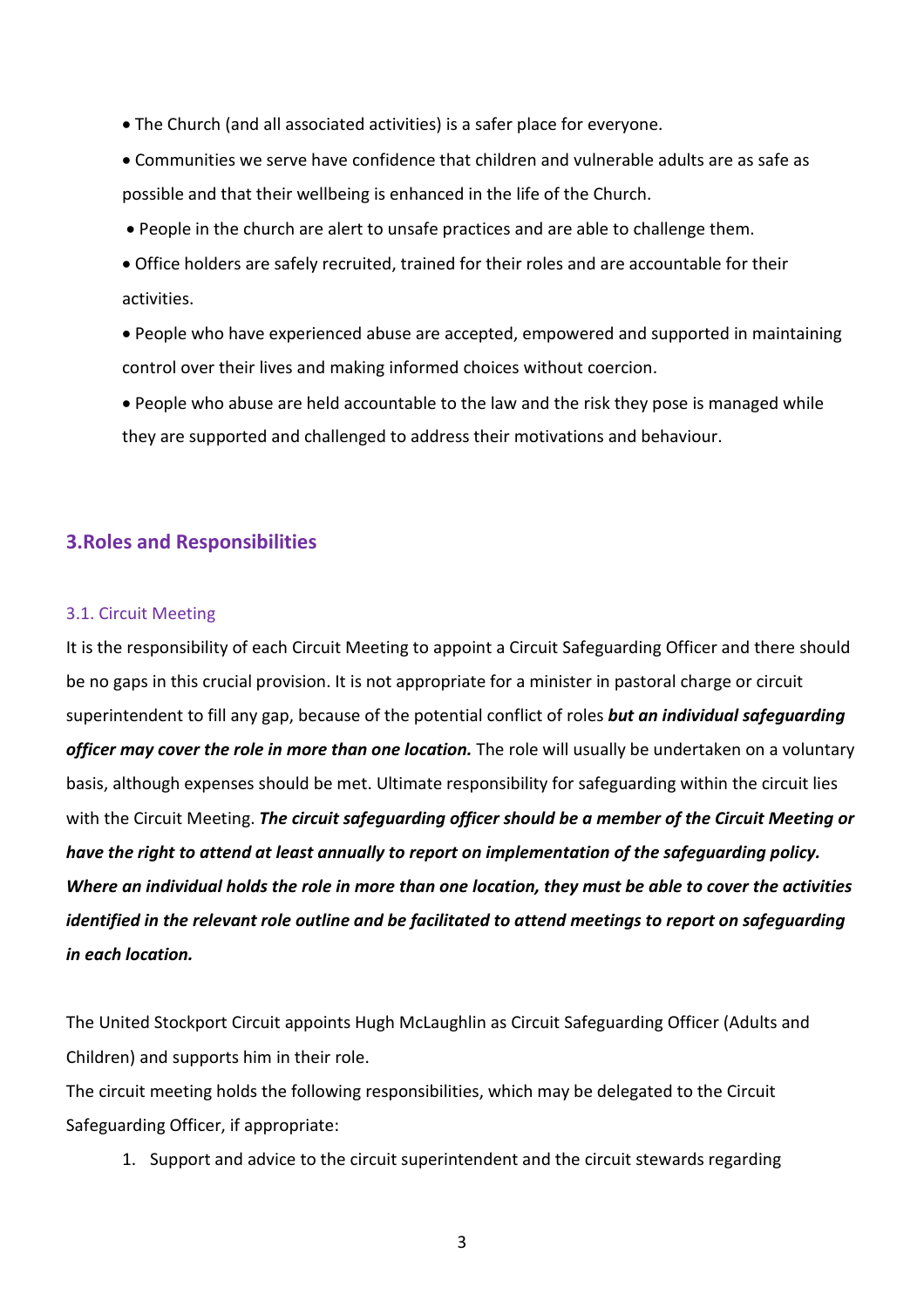- The Church (and all associated activities) is a safer place for everyone.
- Communities we serve have confidence that children and vulnerable adults are as safe as possible and that their wellbeing is enhanced in the life of the Church.
- People in the church are alert to unsafe practices and are able to challenge them.
- Office holders are safely recruited, trained for their roles and are accountable for their activities.
- People who have experienced abuse are accepted, empowered and supported in maintaining control over their lives and making informed choices without coercion.
- People who abuse are held accountable to the law and the risk they pose is managed while they are supported and challenged to address their motivations and behaviour.

## 3.Roles and Responsibilities

### 3.1. Circuit Meeting

It is the responsibility of each Circuit Meeting to appoint a Circuit Safeguarding Officer and there should be no gaps in this crucial provision. It is not appropriate for a minister in pastoral charge or circuit superintendent to fill any gap, because of the potential conflict of roles ***but an individual safeguarding officer may cover the role in more than one location.*** The role will usually be undertaken on a voluntary basis, although expenses should be met. Ultimate responsibility for safeguarding within the circuit lies with the Circuit Meeting. ***The circuit safeguarding officer should be a member of the Circuit Meeting or have the right to attend at least annually to report on implementation of the safeguarding policy. Where an individual holds the role in more than one location, they must be able to cover the activities identified in the relevant role outline and be facilitated to attend meetings to report on safeguarding in each location.***

The United Stockport Circuit appoints Hugh McLaughlin as Circuit Safeguarding Officer (Adults and Children) and supports him in their role.

The circuit meeting holds the following responsibilities, which may be delegated to the Circuit Safeguarding Officer, if appropriate:

1. Support and advice to the circuit superintendent and the circuit stewards regarding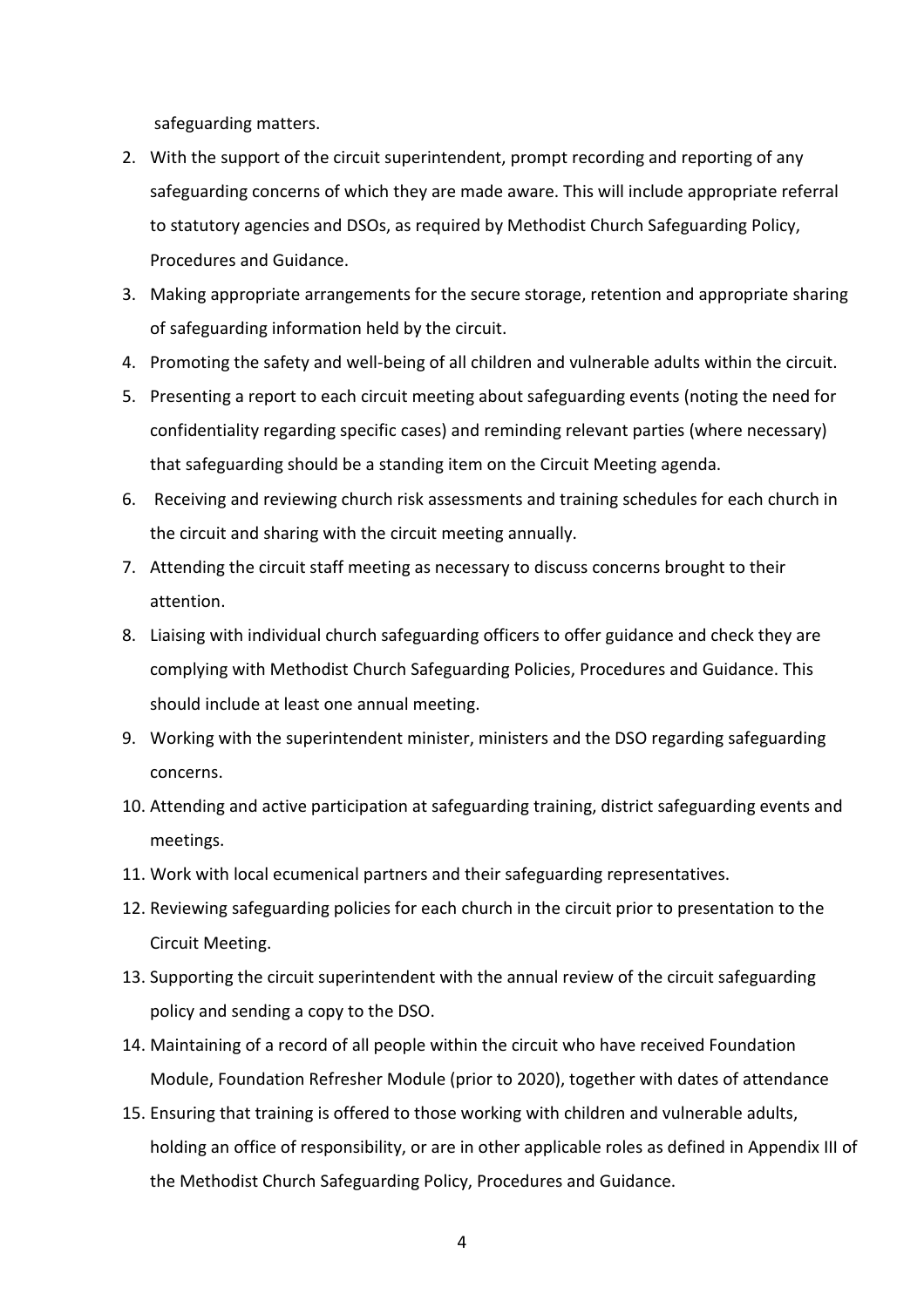safeguarding matters.

2. With the support of the circuit superintendent, prompt recording and reporting of any safeguarding concerns of which they are made aware. This will include appropriate referral to statutory agencies and DSOs, as required by Methodist Church Safeguarding Policy, Procedures and Guidance.
3. Making appropriate arrangements for the secure storage, retention and appropriate sharing of safeguarding information held by the circuit.
4. Promoting the safety and well-being of all children and vulnerable adults within the circuit.
5. Presenting a report to each circuit meeting about safeguarding events (noting the need for confidentiality regarding specific cases) and reminding relevant parties (where necessary) that safeguarding should be a standing item on the Circuit Meeting agenda.
6. Receiving and reviewing church risk assessments and training schedules for each church in the circuit and sharing with the circuit meeting annually.
7. Attending the circuit staff meeting as necessary to discuss concerns brought to their attention.
8. Liaising with individual church safeguarding officers to offer guidance and check they are complying with Methodist Church Safeguarding Policies, Procedures and Guidance. This should include at least one annual meeting.
9. Working with the superintendent minister, ministers and the DSO regarding safeguarding concerns.
10. Attending and active participation at safeguarding training, district safeguarding events and meetings.
11. Work with local ecumenical partners and their safeguarding representatives.
12. Reviewing safeguarding policies for each church in the circuit prior to presentation to the Circuit Meeting.
13. Supporting the circuit superintendent with the annual review of the circuit safeguarding policy and sending a copy to the DSO.
14. Maintaining of a record of all people within the circuit who have received Foundation Module, Foundation Refresher Module (prior to 2020), together with dates of attendance
15. Ensuring that training is offered to those working with children and vulnerable adults, holding an office of responsibility, or are in other applicable roles as defined in Appendix III of the Methodist Church Safeguarding Policy, Procedures and Guidance.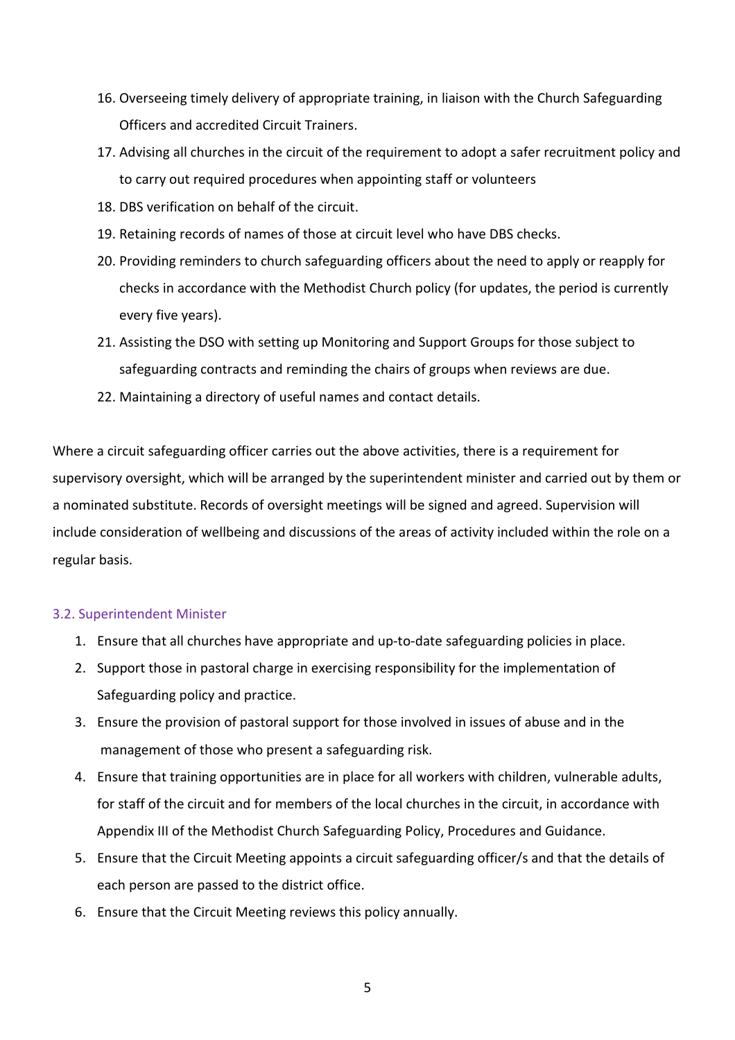16. Overseeing timely delivery of appropriate training, in liaison with the Church Safeguarding Officers and accredited Circuit Trainers.
17. Advising all churches in the circuit of the requirement to adopt a safer recruitment policy and to carry out required procedures when appointing staff or volunteers
18. DBS verification on behalf of the circuit.
19. Retaining records of names of those at circuit level who have DBS checks.
20. Providing reminders to church safeguarding officers about the need to apply or reapply for checks in accordance with the Methodist Church policy (for updates, the period is currently every five years).
21. Assisting the DSO with setting up Monitoring and Support Groups for those subject to safeguarding contracts and reminding the chairs of groups when reviews are due.
22. Maintaining a directory of useful names and contact details.

Where a circuit safeguarding officer carries out the above activities, there is a requirement for supervisory oversight, which will be arranged by the superintendent minister and carried out by them or a nominated substitute. Records of oversight meetings will be signed and agreed. Supervision will include consideration of wellbeing and discussions of the areas of activity included within the role on a regular basis.

### 3.2. Superintendent Minister

1. Ensure that all churches have appropriate and up-to-date safeguarding policies in place.
2. Support those in pastoral charge in exercising responsibility for the implementation of Safeguarding policy and practice.
3. Ensure the provision of pastoral support for those involved in issues of abuse and in the management of those who present a safeguarding risk.
4. Ensure that training opportunities are in place for all workers with children, vulnerable adults, for staff of the circuit and for members of the local churches in the circuit, in accordance with Appendix III of the Methodist Church Safeguarding Policy, Procedures and Guidance.
5. Ensure that the Circuit Meeting appoints a circuit safeguarding officer/s and that the details of each person are passed to the district office.
6. Ensure that the Circuit Meeting reviews this policy annually.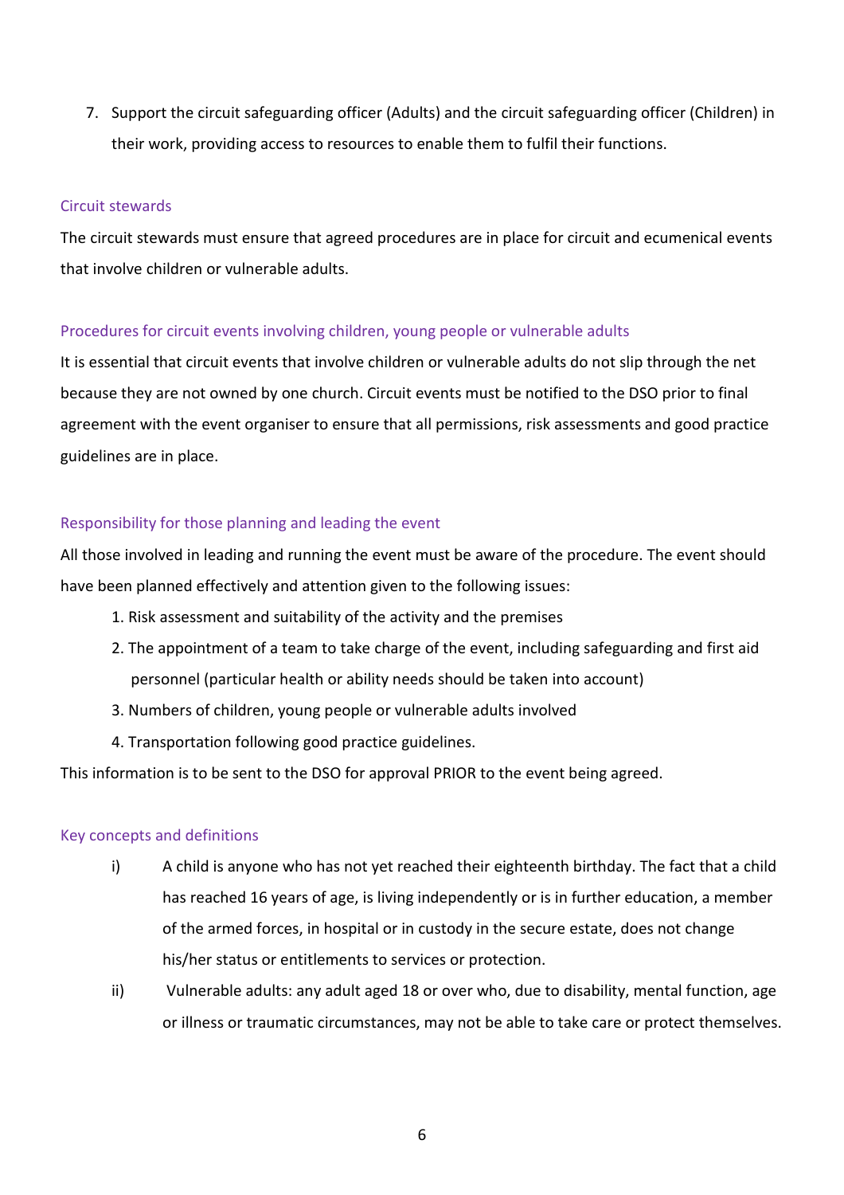7. Support the circuit safeguarding officer (Adults) and the circuit safeguarding officer (Children) in their work, providing access to resources to enable them to fulfil their functions.

### Circuit stewards

The circuit stewards must ensure that agreed procedures are in place for circuit and ecumenical events that involve children or vulnerable adults.

### Procedures for circuit events involving children, young people or vulnerable adults

It is essential that circuit events that involve children or vulnerable adults do not slip through the net because they are not owned by one church. Circuit events must be notified to the DSO prior to final agreement with the event organiser to ensure that all permissions, risk assessments and good practice guidelines are in place.

### Responsibility for those planning and leading the event

All those involved in leading and running the event must be aware of the procedure. The event should have been planned effectively and attention given to the following issues:

1. Risk assessment and suitability of the activity and the premises
2. The appointment of a team to take charge of the event, including safeguarding and first aid personnel (particular health or ability needs should be taken into account)
3. Numbers of children, young people or vulnerable adults involved
4. Transportation following good practice guidelines.

This information is to be sent to the DSO for approval PRIOR to the event being agreed.

### Key concepts and definitions

i) A child is anyone who has not yet reached their eighteenth birthday. The fact that a child has reached 16 years of age, is living independently or is in further education, a member of the armed forces, in hospital or in custody in the secure estate, does not change his/her status or entitlements to services or protection.

ii) Vulnerable adults: any adult aged 18 or over who, due to disability, mental function, age or illness or traumatic circumstances, may not be able to take care or protect themselves.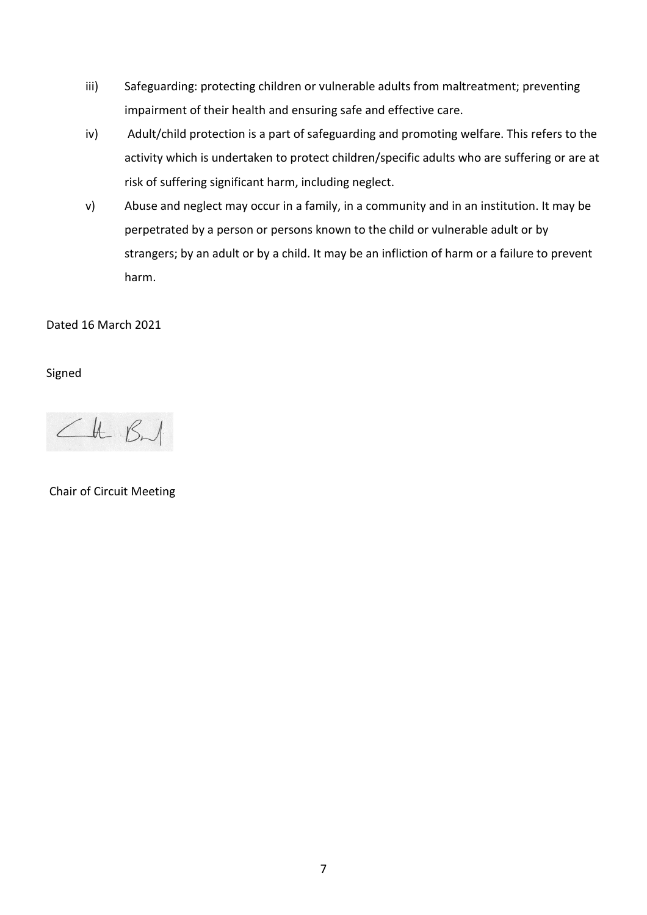iii) Safeguarding: protecting children or vulnerable adults from maltreatment; preventing impairment of their health and ensuring safe and effective care.

iv) Adult/child protection is a part of safeguarding and promoting welfare. This refers to the activity which is undertaken to protect children/specific adults who are suffering or are at risk of suffering significant harm, including neglect.

v) Abuse and neglect may occur in a family, in a community and in an institution. It may be perpetrated by a person or persons known to the child or vulnerable adult or by strangers; by an adult or by a child. It may be an infliction of harm or a failure to prevent harm.

Dated 16 March 2021

Signed

Chair of Circuit Meeting